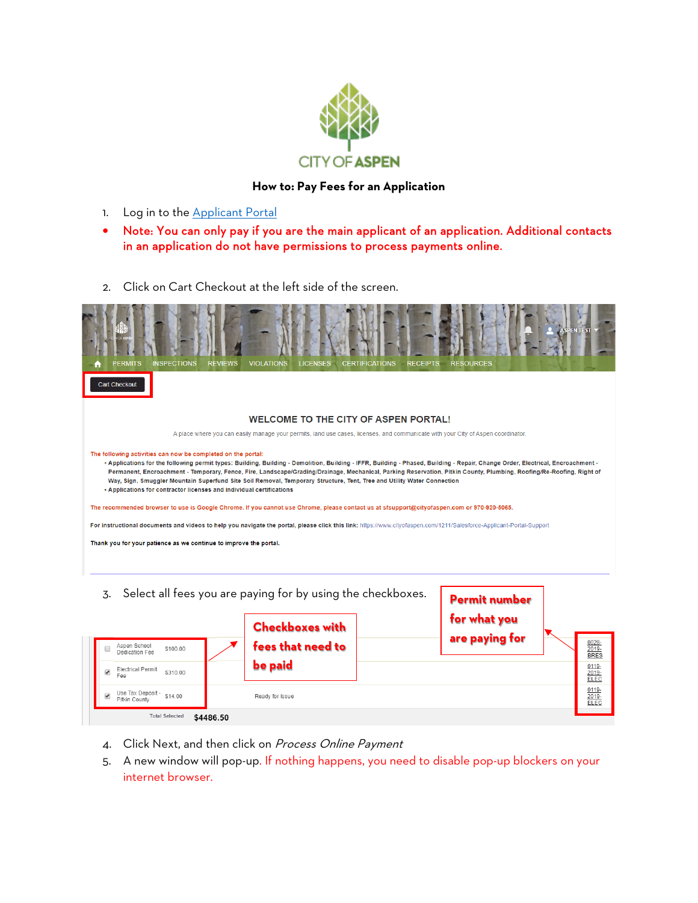CITY OF ASPEN

## How to: Pay Fees for an Application

1. Log in to the [Applicant Portal]()

- Note: You can only pay if you are the main applicant of an application. Additional contacts in an application do not have permissions to process payments online.

2. Click on Cart Checkout at the left side of the screen.

3. Select all fees you are paying for by using the checkboxes.

4. Click Next, and then click on *Process Online Payment*
5. A new window will pop-up. If nothing happens, you need to disable pop-up blockers on your internet browser.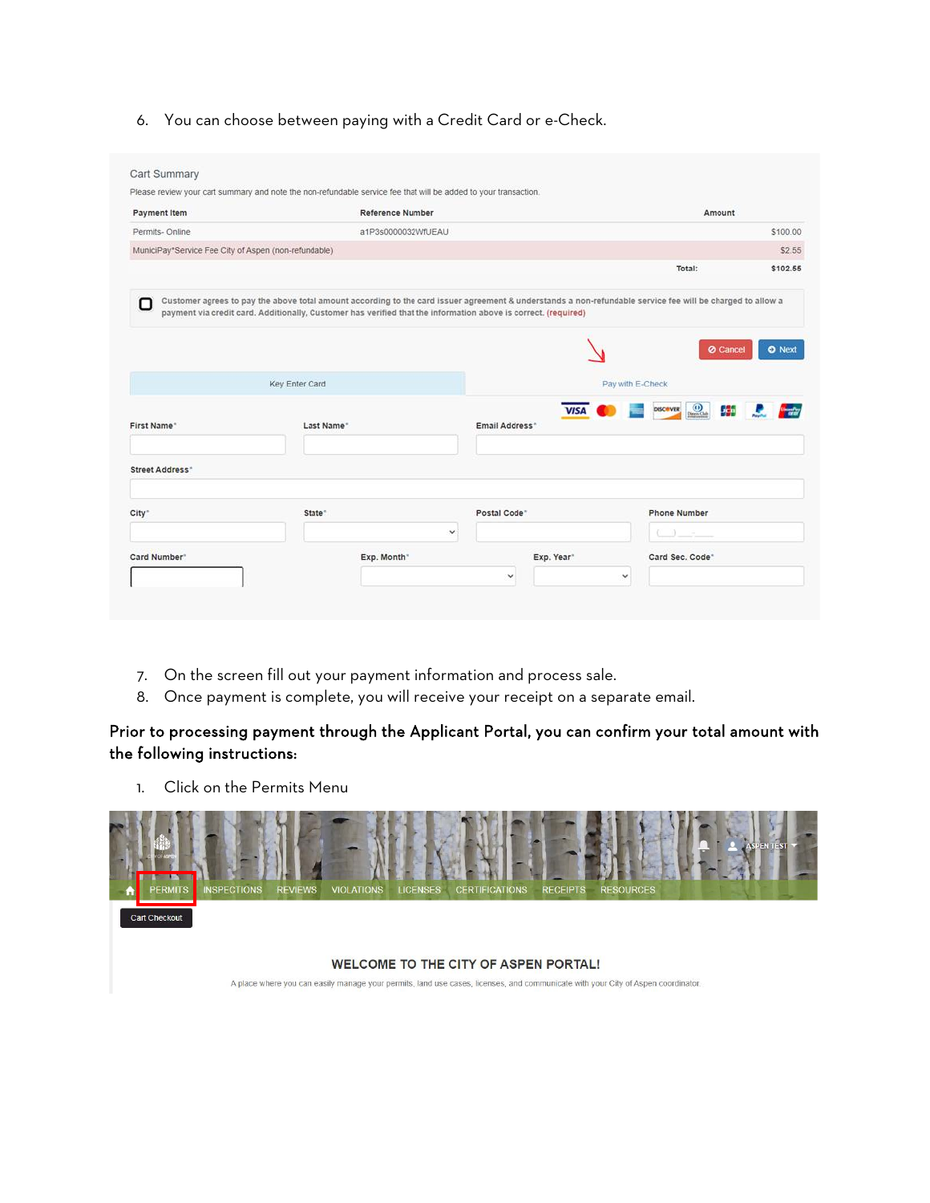6. You can choose between paying with a Credit Card or e-Check.

Cart Summary

Please review your cart summary and note the non-refundable service fee that will be added to your transaction.

| Payment Item | Reference Number | Amount |
|---|---|---|
| Permits- Online | a1P3s0000032WfUEAU | $100.00 |
| MuniciPay*Service Fee City of Aspen (non-refundable) | | $2.55 |
| | Total: | $102.55 |

Customer agrees to pay the above total amount according to the card issuer agreement & understands a non-refundable service fee will be charged to allow a payment via credit card. Additionally, Customer has verified that the information above is correct. (required)

Cancel | Next

Key Enter Card | Pay with E-Check

First Name* | Last Name* | Email Address*

Street Address*

City* | State* | Postal Code* | Phone Number

Card Number* | Exp. Month* | Exp. Year* | Card Sec. Code*

7. On the screen fill out your payment information and process sale.
8. Once payment is complete, you will receive your receipt on a separate email.

**Prior to processing payment through the Applicant Portal, you can confirm your total amount with the following instructions:**

1. Click on the Permits Menu

PERMITS | INSPECTIONS | REVIEWS | VIOLATIONS | LICENSES | CERTIFICATIONS | RECEIPTS | RESOURCES

Cart Checkout

WELCOME TO THE CITY OF ASPEN PORTAL!

A place where you can easily manage your permits, land use cases, licenses, and communicate with your City of Aspen coordinator.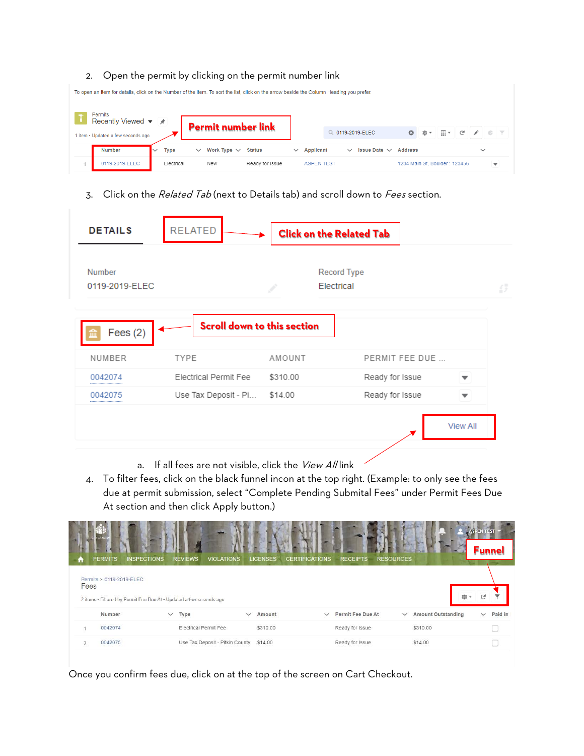2. Open the permit by clicking on the permit number link

To open an item for details, click on the Number of the item. To sort the list, click on the arrow beside the Column Heading you prefer.

Permits
Recently Viewed

1 item • Updated a few seconds ago

**Permit number link**

0119-2019-ELEC

| | Number | Type | Work Type | Status | Applicant | Issue Date | Address |
|---|---|---|---|---|---|---|---|
| 1 | 0119-2019-ELEC | Electrical | New | Ready for Issue | ASPEN TEST | | 1234 Main St, Boulder : 123456 |

3. Click on the *Related Tab* (next to Details tab) and scroll down to *Fees* section.

DETAILS RELATED

**Click on the Related Tab**

Number
0119-2019-ELEC

Record Type
Electrical

Fees (2)

**Scroll down to this section**

| NUMBER | TYPE | AMOUNT | PERMIT FEE DUE ... |
|---|---|---|---|
| 0042074 | Electrical Permit Fee | $310.00 | Ready for Issue |
| 0042075 | Use Tax Deposit - Pi... | $14.00 | Ready for Issue |

View All

a. If all fees are not visible, click the *View All* link

4. To filter fees, click on the black funnel incon at the top right. (Example: to only see the fees due at permit submission, select "Complete Pending Submital Fees" under Permit Fees Due At section and then click Apply button.)

PERMITS INSPECTIONS REVIEWS VIOLATIONS LICENSES CERTIFICATIONS RECEIPTS RESOURCES

ASPEN TEST

**Funnel**

Permits > 0119-2019-ELEC
Fees

2 items • Filtered by Permit Fee Due At • Updated a few seconds ago

| | Number | Type | Amount | Permit Fee Due At | Amount Outstanding | Paid in |
|---|---|---|---|---|---|---|
| 1 | 0042074 | Electrical Permit Fee | $310.00 | Ready for Issue | $310.00 | |
| 2 | 0042075 | Use Tax Deposit - Pitkin County | $14.00 | Ready for Issue | $14.00 | |

Once you confirm fees due, click on at the top of the screen on Cart Checkout.